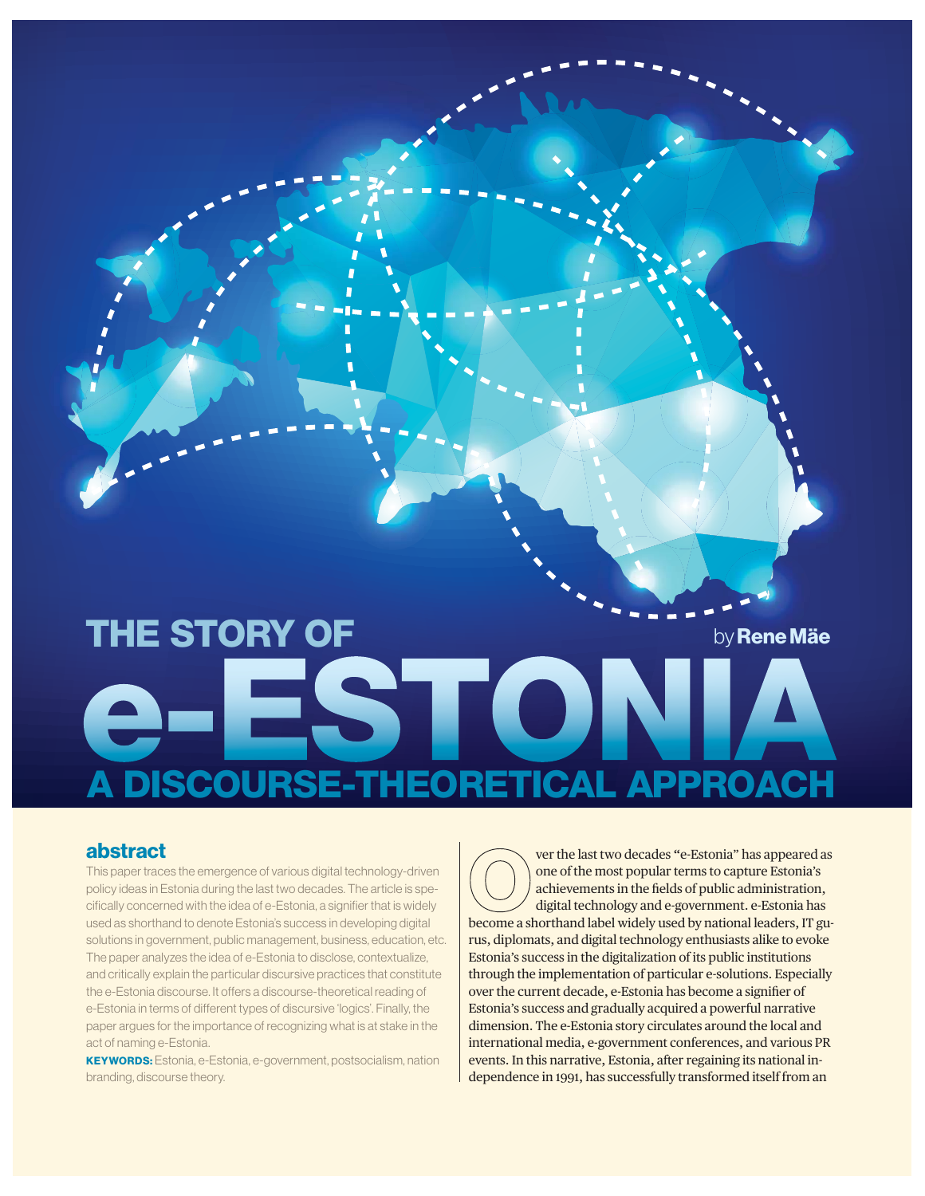# THE STORY OF e-ESTONIA
## A DISCOURSE-THEORETICAL APPROACH

by **Rene Mäe**

## abstract

This paper traces the emergence of various digital technology-driven policy ideas in Estonia during the last two decades. The article is specifically concerned with the idea of e-Estonia, a signifier that is widely used as shorthand to denote Estonia's success in developing digital solutions in government, public management, business, education, etc. The paper analyzes the idea of e-Estonia to disclose, contextualize, and critically explain the particular discursive practices that constitute the e-Estonia discourse. It offers a discourse-theoretical reading of e-Estonia in terms of different types of discursive 'logics'. Finally, the paper argues for the importance of recognizing what is at stake in the act of naming e-Estonia.

**KEYWORDS:** Estonia, e-Estonia, e-government, postsocialism, nation branding, discourse theory.

Over the last two decades "e-Estonia" has appeared as one of the most popular terms to capture Estonia's achievements in the fields of public administration, digital technology and e-government. e-Estonia has become a shorthand label widely used by national leaders, IT gurus, diplomats, and digital technology enthusiasts alike to evoke Estonia's success in the digitalization of its public institutions through the implementation of particular e-solutions. Especially over the current decade, e-Estonia has become a signifier of Estonia's success and gradually acquired a powerful narrative dimension. The e-Estonia story circulates around the local and international media, e-government conferences, and various PR events. In this narrative, Estonia, after regaining its national independence in 1991, has successfully transformed itself from an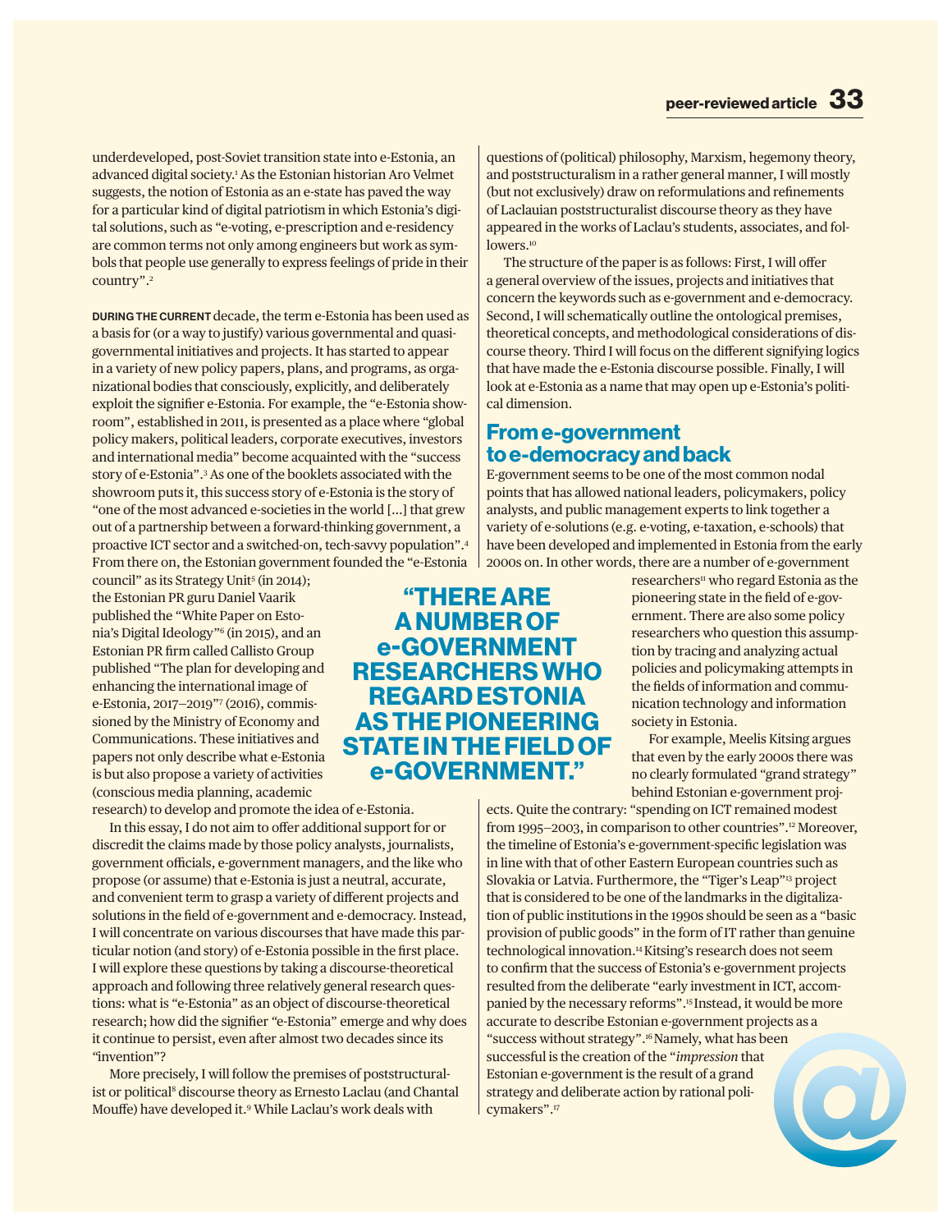underdeveloped, post-Soviet transition state into e-Estonia, an advanced digital society.[1] As the Estonian historian Aro Velmet suggests, the notion of Estonia as an e-state has paved the way for a particular kind of digital patriotism in which Estonia's digital solutions, such as "e-voting, e-prescription and e-residency are common terms not only among engineers but work as symbols that people use generally to express feelings of pride in their country".[2]

**DURING THE CURRENT** decade, the term e-Estonia has been used as a basis for (or a way to justify) various governmental and quasi-governmental initiatives and projects. It has started to appear in a variety of new policy papers, plans, and programs, as organizational bodies that consciously, explicitly, and deliberately exploit the signifier e-Estonia. For example, the "e-Estonia showroom", established in 2011, is presented as a place where "global policy makers, political leaders, corporate executives, investors and international media" become acquainted with the "success story of e-Estonia".[3] As one of the booklets associated with the showroom puts it, this success story of e-Estonia is the story of "one of the most advanced e-societies in the world [...] that grew out of a partnership between a forward-thinking government, a proactive ICT sector and a switched-on, tech-savvy population".[4] From there on, the Estonian government founded the "e-Estonia council" as its Strategy Unit[5] (in 2014); the Estonian PR guru Daniel Vaarik published the "White Paper on Estonia's Digital Ideology"[6] (in 2015), and an Estonian PR firm called Callisto Group published "The plan for developing and enhancing the international image of e-Estonia, 2017–2019"[7] (2016), commissioned by the Ministry of Economy and Communications. These initiatives and papers not only describe what e-Estonia is but also propose a variety of activities (conscious media planning, academic research) to develop and promote the idea of e-Estonia.

In this essay, I do not aim to offer additional support for or discredit the claims made by those policy analysts, journalists, government officials, e-government managers, and the like who propose (or assume) that e-Estonia is just a neutral, accurate, and convenient term to grasp a variety of different projects and solutions in the field of e-government and e-democracy. Instead, I will concentrate on various discourses that have made this particular notion (and story) of e-Estonia possible in the first place. I will explore these questions by taking a discourse-theoretical approach and following three relatively general research questions: what is "e-Estonia" as an object of discourse-theoretical research; how did the signifier "e-Estonia" emerge and why does it continue to persist, even after almost two decades since its "invention"?

More precisely, I will follow the premises of poststructuralist or political[8] discourse theory as Ernesto Laclau (and Chantal Mouffe) have developed it.[9] While Laclau's work deals with questions of (political) philosophy, Marxism, hegemony theory, and poststructuralism in a rather general manner, I will mostly (but not exclusively) draw on reformulations and refinements of Laclauian poststructuralist discourse theory as they have appeared in the works of Laclau's students, associates, and followers.[10]

The structure of the paper is as follows: First, I will offer a general overview of the issues, projects and initiatives that concern the keywords such as e-government and e-democracy. Second, I will schematically outline the ontological premises, theoretical concepts, and methodological considerations of discourse theory. Third I will focus on the different signifying logics that have made the e-Estonia discourse possible. Finally, I will look at e-Estonia as a name that may open up e-Estonia's political dimension.

## From e-government to e-democracy and back

E-government seems to be one of the most common nodal points that has allowed national leaders, policymakers, policy analysts, and public management experts to link together a variety of e-solutions (e.g. e-voting, e-taxation, e-schools) that have been developed and implemented in Estonia from the early 2000s on. In other words, there are a number of e-government researchers[11] who regard Estonia as the pioneering state in the field of e-government. There are also some policy researchers who question this assumption by tracing and analyzing actual policies and policymaking attempts in the fields of information and communication technology and information society in Estonia.

**"THERE ARE A NUMBER OF e-GOVERNMENT RESEARCHERS WHO REGARD ESTONIA AS THE PIONEERING STATE IN THE FIELD OF e-GOVERNMENT."**

For example, Meelis Kitsing argues that even by the early 2000s there was no clearly formulated "grand strategy" behind Estonian e-government projects. Quite the contrary: "spending on ICT remained modest from 1995–2003, in comparison to other countries".[12] Moreover, the timeline of Estonia's e-government-specific legislation was in line with that of other Eastern European countries such as Slovakia or Latvia. Furthermore, the "Tiger's Leap"[13] project that is considered to be one of the landmarks in the digitalization of public institutions in the 1990s should be seen as a "basic provision of public goods" in the form of IT rather than genuine technological innovation.[14] Kitsing's research does not seem to confirm that the success of Estonia's e-government projects resulted from the deliberate "early investment in ICT, accompanied by the necessary reforms".[15] Instead, it would be more accurate to describe Estonian e-government projects as a "success without strategy".[16] Namely, what has been successful is the creation of the "*impression* that Estonian e-government is the result of a grand strategy and deliberate action by rational policymakers".[17]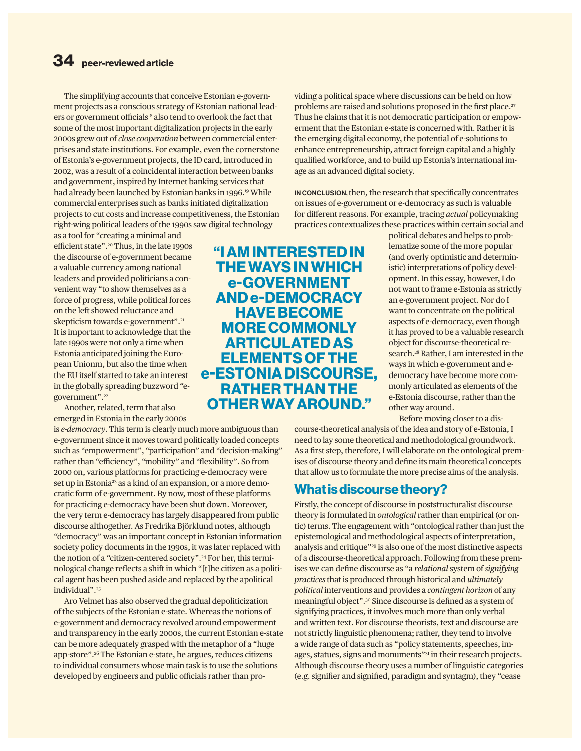The simplifying accounts that conceive Estonian e-government projects as a conscious strategy of Estonian national leaders or government officials[18] also tend to overlook the fact that some of the most important digitalization projects in the early 2000s grew out of *close cooperation* between commercial enterprises and state institutions. For example, even the cornerstone of Estonia's e-government projects, the ID card, introduced in 2002, was a result of a coincidental interaction between banks and government, inspired by Internet banking services that had already been launched by Estonian banks in 1996.[19] While commercial enterprises such as banks initiated digitalization projects to cut costs and increase competitiveness, the Estonian right-wing political leaders of the 1990s saw digital technology as a tool for "creating a minimal and efficient state".[20] Thus, in the late 1990s the discourse of e-government became a valuable currency among national leaders and provided politicians a convenient way "to show themselves as a force of progress, while political forces on the left showed reluctance and skepticism towards e-government".[21] It is important to acknowledge that the late 1990s were not only a time when Estonia anticipated joining the European Unionm, but also the time when the EU itself started to take an interest in the globally spreading buzzword "e-government".[22]

Another, related, term that also emerged in Estonia in the early 2000s is *e-democracy*. This term is clearly much more ambiguous than e-government since it moves toward politically loaded concepts such as "empowerment", "participation" and "decision-making" rather than "efficiency", "mobility" and "flexibility". So from 2000 on, various platforms for practicing e-democracy were set up in Estonia[23] as a kind of an expansion, or a more democratic form of e-government. By now, most of these platforms for practicing e-democracy have been shut down. Moreover, the very term e-democracy has largely disappeared from public discourse althogether. As Fredrika Björklund notes, although "democracy" was an important concept in Estonian information society policy documents in the 1990s, it was later replaced with the notion of a "citizen-centered society".[24] For her, this terminological change reflects a shift in which "[t]he citizen as a political agent has been pushed aside and replaced by the apolitical individual".[25]

Aro Velmet has also observed the gradual depoliticization of the subjects of the Estonian e-state. Whereas the notions of e-government and democracy revolved around empowerment and transparency in the early 2000s, the current Estonian e-state can be more adequately grasped with the metaphor of a "huge app-store".[26] The Estonian e-state, he argues, reduces citizens to individual consumers whose main task is to use the solutions developed by engineers and public officials rather than providing a political space where discussions can be held on how problems are raised and solutions proposed in the first place.[27] Thus he claims that it is not democratic participation or empowerment that the Estonian e-state is concerned with. Rather it is the emerging digital economy, the potential of e-solutions to enhance entrepreneurship, attract foreign capital and a highly qualified workforce, and to build up Estonia's international image as an advanced digital society.

**IN CONCLUSION**, then, the research that specifically concentrates on issues of e-government or e-democracy as such is valuable for different reasons. For example, tracing *actual* policymaking practices contextualizes these practices within certain social and political debates and helps to problematize some of the more popular (and overly optimistic and deterministic) interpretations of policy development. In this essay, however, I do not want to frame e-Estonia as strictly an e-government project. Nor do I want to concentrate on the political aspects of e-democracy, even though it has proved to be a valuable research object for discourse-theoretical research.[28] Rather, I am interested in the ways in which e-government and e-democracy have become more commonly articulated as elements of the e-Estonia discourse, rather than the other way around.

> **"I AM INTERESTED IN THE WAYS IN WHICH e-GOVERNMENT AND e-DEMOCRACY HAVE BECOME MORE COMMONLY ARTICULATED AS ELEMENTS OF THE e-ESTONIA DISCOURSE, RATHER THAN THE OTHER WAY AROUND."**

Before moving closer to a discourse-theoretical analysis of the idea and story of e-Estonia, I need to lay some theoretical and methodological groundwork. As a first step, therefore, I will elaborate on the ontological premises of discourse theory and define its main theoretical concepts that allow us to formulate the more precise aims of the analysis.

## What is discourse theory?

Firstly, the concept of discourse in poststructuralist discourse theory is formulated in *ontological* rather than empirical (or ontic) terms. The engagement with "ontological rather than just the epistemological and methodological aspects of interpretation, analysis and critique"[29] is also one of the most distinctive aspects of a discourse-theoretical approach. Following from these premises we can define discourse as "a *relational* system of *signifying practices* that is produced through historical and *ultimately political* interventions and provides a *contingent horizon* of any meaningful object".[30] Since discourse is defined as a system of signifying practices, it involves much more than only verbal and written text. For discourse theorists, text and discourse are not strictly linguistic phenomena; rather, they tend to involve a wide range of data such as "policy statements, speeches, images, statues, signs and monuments"[31] in their research projects. Although discourse theory uses a number of linguistic categories (e.g. signifier and signified, paradigm and syntagm), they "cease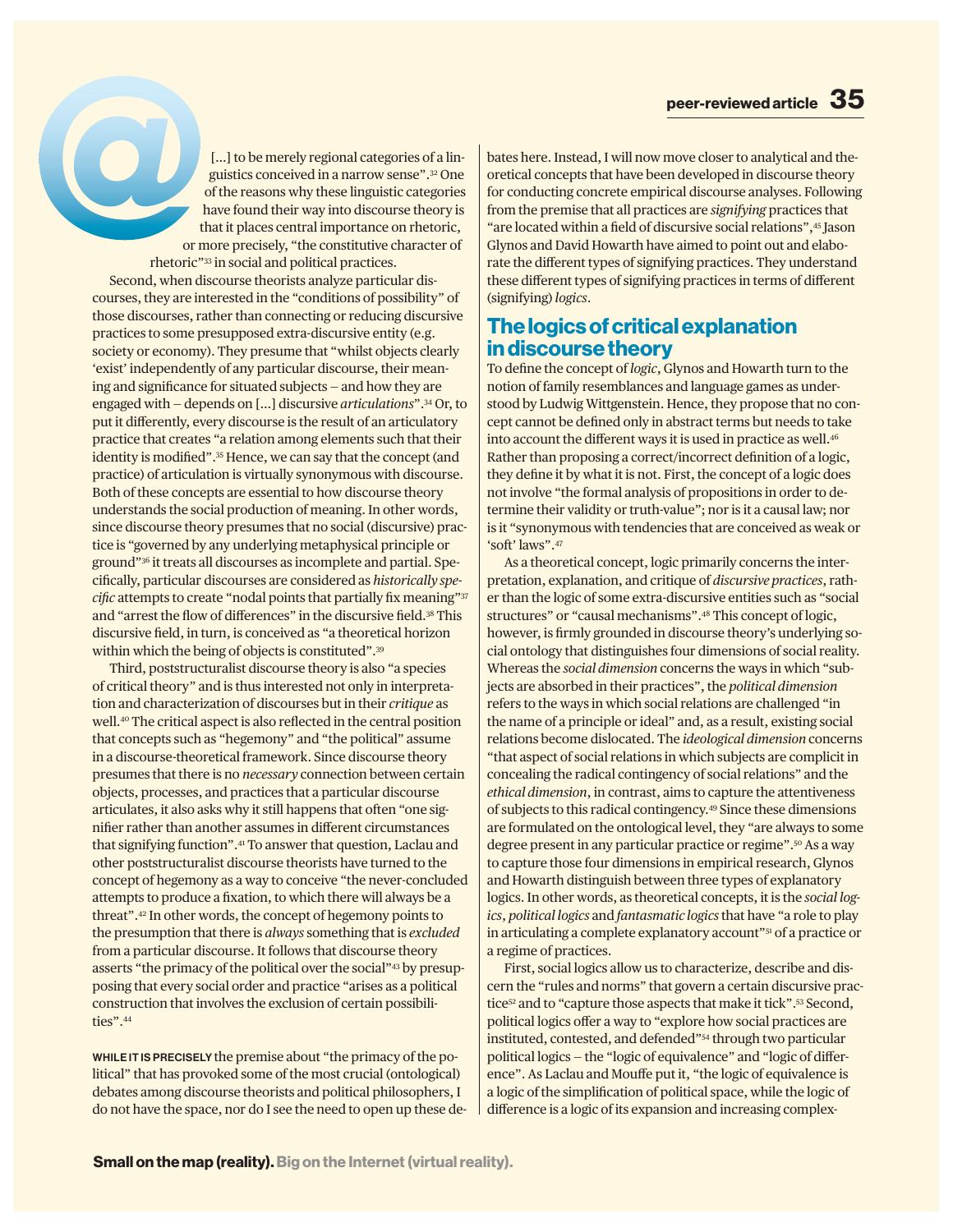[…] to be merely regional categories of a linguistics conceived in a narrow sense".[32] One of the reasons why these linguistic categories have found their way into discourse theory is that it places central importance on rhetoric, or more precisely, "the constitutive character of rhetoric"[33] in social and political practices.

Second, when discourse theorists analyze particular discourses, they are interested in the "conditions of possibility" of those discourses, rather than connecting or reducing discursive practices to some presupposed extra-discursive entity (e.g. society or economy). They presume that "whilst objects clearly 'exist' independently of any particular discourse, their meaning and significance for situated subjects – and how they are engaged with – depends on […] discursive *articulations*".[34] Or, to put it differently, every discourse is the result of an articulatory practice that creates "a relation among elements such that their identity is modified".[35] Hence, we can say that the concept (and practice) of articulation is virtually synonymous with discourse. Both of these concepts are essential to how discourse theory understands the social production of meaning. In other words, since discourse theory presumes that no social (discursive) practice is "governed by any underlying metaphysical principle or ground"[36] it treats all discourses as incomplete and partial. Specifically, particular discourses are considered as *historically specific* attempts to create "nodal points that partially fix meaning"[37] and "arrest the flow of differences" in the discursive field.[38] This discursive field, in turn, is conceived as "a theoretical horizon within which the being of objects is constituted".[39]

Third, poststructuralist discourse theory is also "a species of critical theory" and is thus interested not only in interpretation and characterization of discourses but in their *critique* as well.[40] The critical aspect is also reflected in the central position that concepts such as "hegemony" and "the political" assume in a discourse-theoretical framework. Since discourse theory presumes that there is no *necessary* connection between certain objects, processes, and practices that a particular discourse articulates, it also asks why it still happens that often "one signifier rather than another assumes in different circumstances that signifying function".[41] To answer that question, Laclau and other poststructuralist discourse theorists have turned to the concept of hegemony as a way to conceive "the never-concluded attempts to produce a fixation, to which there will always be a threat".[42] In other words, the concept of hegemony points to the presumption that there is *always* something that is *excluded* from a particular discourse. It follows that discourse theory asserts "the primacy of the political over the social"[43] by presupposing that every social order and practice "arises as a political construction that involves the exclusion of certain possibilities".[44]

**WHILE IT IS PRECISELY** the premise about "the primacy of the political" that has provoked some of the most crucial (ontological) debates among discourse theorists and political philosophers, I do not have the space, nor do I see the need to open up these debates here. Instead, I will now move closer to analytical and theoretical concepts that have been developed in discourse theory for conducting concrete empirical discourse analyses. Following from the premise that all practices are *signifying* practices that "are located within a field of discursive social relations",[45] Jason Glynos and David Howarth have aimed to point out and elaborate the different types of signifying practices. They understand these different types of signifying practices in terms of different (signifying) *logics*.

## The logics of critical explanation in discourse theory

To define the concept of *logic*, Glynos and Howarth turn to the notion of family resemblances and language games as understood by Ludwig Wittgenstein. Hence, they propose that no concept cannot be defined only in abstract terms but needs to take into account the different ways it is used in practice as well.[46] Rather than proposing a correct/incorrect definition of a logic, they define it by what it is not. First, the concept of a logic does not involve "the formal analysis of propositions in order to determine their validity or truth-value"; nor is it a causal law; nor is it "synonymous with tendencies that are conceived as weak or 'soft' laws".[47]

As a theoretical concept, logic primarily concerns the interpretation, explanation, and critique of *discursive practices*, rather than the logic of some extra-discursive entities such as "social structures" or "causal mechanisms".[48] This concept of logic, however, is firmly grounded in discourse theory's underlying social ontology that distinguishes four dimensions of social reality. Whereas the *social dimension* concerns the ways in which "subjects are absorbed in their practices", the *political dimension* refers to the ways in which social relations are challenged "in the name of a principle or ideal" and, as a result, existing social relations become dislocated. The *ideological dimension* concerns "that aspect of social relations in which subjects are complicit in concealing the radical contingency of social relations" and the *ethical dimension*, in contrast, aims to capture the attentiveness of subjects to this radical contingency.[49] Since these dimensions are formulated on the ontological level, they "are always to some degree present in any particular practice or regime".[50] As a way to capture those four dimensions in empirical research, Glynos and Howarth distinguish between three types of explanatory logics. In other words, as theoretical concepts, it is the *social logics*, *political logics* and *fantasmatic logics* that have "a role to play in articulating a complete explanatory account"[51] of a practice or a regime of practices.

First, social logics allow us to characterize, describe and discern the "rules and norms" that govern a certain discursive practice[52] and to "capture those aspects that make it tick".[53] Second, political logics offer a way to "explore how social practices are instituted, contested, and defended"[54] through two particular political logics – the "logic of equivalence" and "logic of difference". As Laclau and Mouffe put it, "the logic of equivalence is a logic of the simplification of political space, while the logic of difference is a logic of its expansion and increasing complex-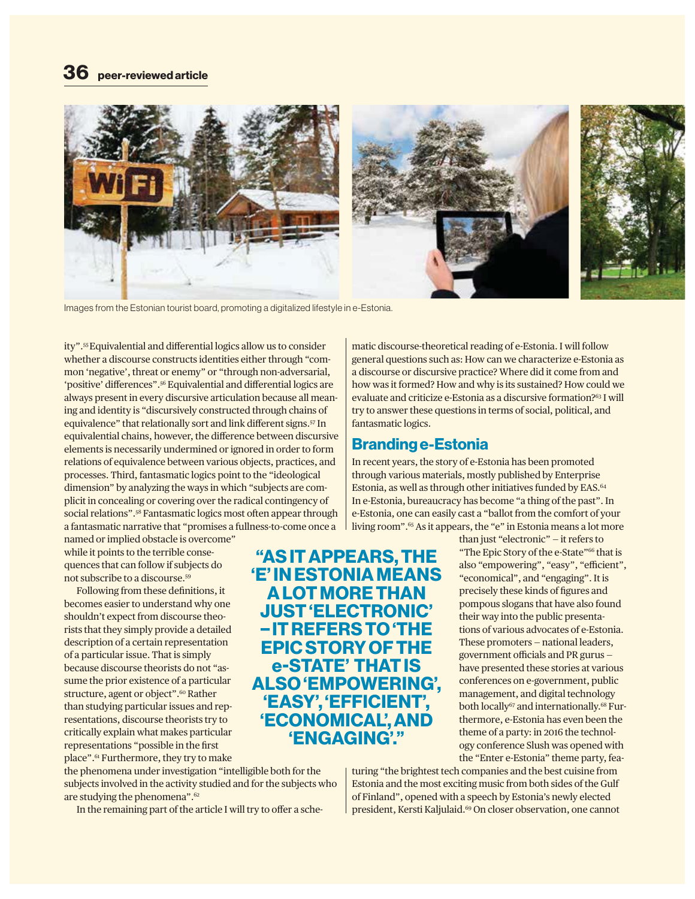Images from the Estonian tourist board, promoting a digitalized lifestyle in e-Estonia.

ity".[55] Equivalential and differential logics allow us to consider whether a discourse constructs identities either through "common 'negative', threat or enemy" or "through non-adversarial, 'positive' differences".[56] Equivalential and differential logics are always present in every discursive articulation because all meaning and identity is "discursively constructed through chains of equivalence" that relationally sort and link different signs.[57] In equivalential chains, however, the difference between discursive elements is necessarily undermined or ignored in order to form relations of equivalence between various objects, practices, and processes. Third, fantasmatic logics point to the "ideological dimension" by analyzing the ways in which "subjects are complicit in concealing or covering over the radical contingency of social relations".[58] Fantasmatic logics most often appear through a fantasmatic narrative that "promises a fullness-to-come once a named or implied obstacle is overcome" while it points to the terrible consequences that can follow if subjects do not subscribe to a discourse.[59]

Following from these definitions, it becomes easier to understand why one shouldn't expect from discourse theorists that they simply provide a detailed description of a certain representation of a particular issue. That is simply because discourse theorists do not "assume the prior existence of a particular structure, agent or object".[60] Rather than studying particular issues and representations, discourse theorists try to critically explain what makes particular representations "possible in the first place".[61] Furthermore, they try to make the phenomena under investigation "intelligible both for the subjects involved in the activity studied and for the subjects who are studying the phenomena".[62]

In the remaining part of the article I will try to offer a schematic discourse-theoretical reading of e-Estonia. I will follow general questions such as: How can we characterize e-Estonia as a discourse or discursive practice? Where did it come from and how was it formed? How and why is its sustained? How could we evaluate and criticize e-Estonia as a discursive formation?[63] I will try to answer these questions in terms of social, political, and fantasmatic logics.

## Branding e-Estonia

In recent years, the story of e-Estonia has been promoted through various materials, mostly published by Enterprise Estonia, as well as through other initiatives funded by EAS.[64] In e-Estonia, bureaucracy has become "a thing of the past". In e-Estonia, one can easily cast a "ballot from the comfort of your living room".[65] As it appears, the "e" in Estonia means a lot more than just "electronic" – it refers to "The Epic Story of the e-State"[66] that is also "empowering", "easy", "efficient", "economical", and "engaging". It is precisely these kinds of figures and pompous slogans that have also found their way into the public presentations of various advocates of e-Estonia. These promoters – national leaders, government officials and PR gurus – have presented these stories at various conferences on e-government, public management, and digital technology both locally[67] and internationally.[68] Furthermore, e-Estonia has even been the theme of a party: in 2016 the technology conference Slush was opened with the "Enter e-Estonia" theme party, featuring "the brightest tech companies and the best cuisine from Estonia and the most exciting music from both sides of the Gulf of Finland", opened with a speech by Estonia's newly elected president, Kersti Kaljulaid.[69] On closer observation, one cannot

**"AS IT APPEARS, THE 'E' IN ESTONIA MEANS A LOT MORE THAN JUST 'ELECTRONIC' – IT REFERS TO 'THE EPIC STORY OF THE e-STATE' THAT IS ALSO 'EMPOWERING', 'EASY', 'EFFICIENT', 'ECONOMICAL', AND 'ENGAGING'."**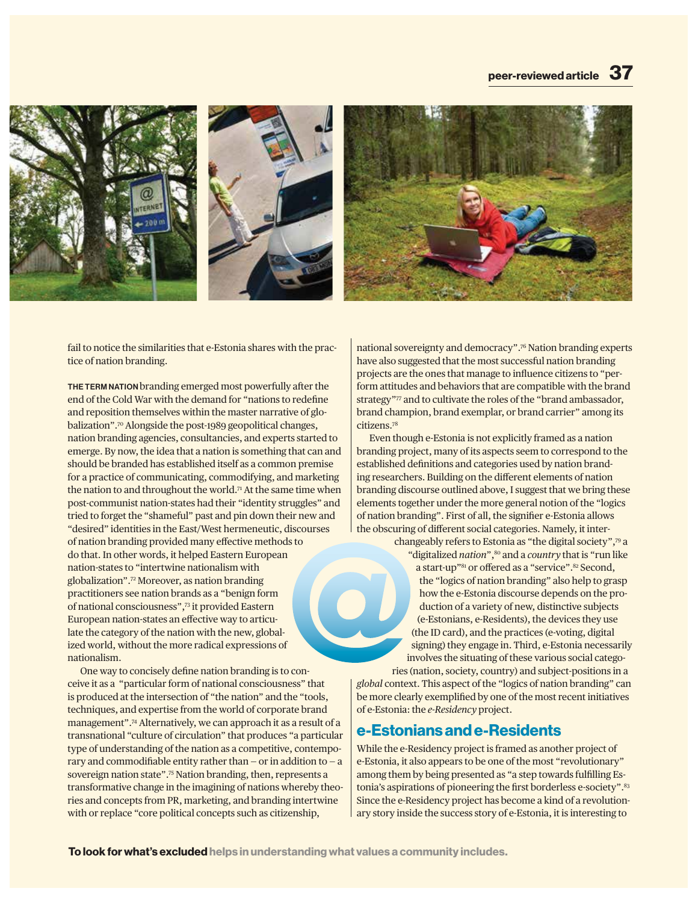fail to notice the similarities that e-Estonia shares with the practice of nation branding.

**THE TERM NATION** branding emerged most powerfully after the end of the Cold War with the demand for "nations to redefine and reposition themselves within the master narrative of globalization".[70] Alongside the post-1989 geopolitical changes, nation branding agencies, consultancies, and experts started to emerge. By now, the idea that a nation is something that can and should be branded has established itself as a common premise for a practice of communicating, commodifying, and marketing the nation to and throughout the world.[71] At the same time when post-communist nation-states had their "identity struggles" and tried to forget the "shameful" past and pin down their new and "desired" identities in the East/West hermeneutic, discourses of nation branding provided many effective methods to do that. In other words, it helped Eastern European nation-states to "intertwine nationalism with globalization".[72] Moreover, as nation branding practitioners see nation brands as a "benign form of national consciousness",[73] it provided Eastern European nation-states an effective way to articulate the category of the nation with the new, globalized world, without the more radical expressions of nationalism.

One way to concisely define nation branding is to conceive it as a "particular form of national consciousness" that is produced at the intersection of "the nation" and the "tools, techniques, and expertise from the world of corporate brand management".[74] Alternatively, we can approach it as a result of a transnational "culture of circulation" that produces "a particular type of understanding of the nation as a competitive, contemporary and commodifiable entity rather than – or in addition to – a sovereign nation state".[75] Nation branding, then, represents a transformative change in the imagining of nations whereby theories and concepts from PR, marketing, and branding intertwine with or replace "core political concepts such as citizenship, national sovereignty and democracy".[76] Nation branding experts have also suggested that the most successful nation branding projects are the ones that manage to influence citizens to "perform attitudes and behaviors that are compatible with the brand strategy"[77] and to cultivate the roles of the "brand ambassador, brand champion, brand exemplar, or brand carrier" among its citizens.[78]

Even though e-Estonia is not explicitly framed as a nation branding project, many of its aspects seem to correspond to the established definitions and categories used by nation branding researchers. Building on the different elements of nation branding discourse outlined above, I suggest that we bring these elements together under the more general notion of the "logics of nation branding". First of all, the signifier e-Estonia allows the obscuring of different social categories. Namely, it interchangeably refers to Estonia as "the digital society",[79] a "digitalized *nation*",[80] and a *country* that is "run like a start-up"[81] or offered as a "service".[82] Second, the "logics of nation branding" also help to grasp how the e-Estonia discourse depends on the production of a variety of new, distinctive subjects (e-Estonians, e-Residents), the devices they use (the ID card), and the practices (e-voting, digital signing) they engage in. Third, e-Estonia necessarily involves the situating of these various social categories (nation, society, country) and subject-positions in a *global* context. This aspect of the "logics of nation branding" can be more clearly exemplified by one of the most recent initiatives of e-Estonia: the *e-Residency* project.

## e-Estonians and e-Residents

While the e-Residency project is framed as another project of e-Estonia, it also appears to be one of the most "revolutionary" among them by being presented as "a step towards fulfilling Estonia's aspirations of pioneering the first borderless e-society".[83] Since the e-Residency project has become a kind of a revolutionary story inside the success story of e-Estonia, it is interesting to

**To look for what's excluded** helps in understanding what values a community includes.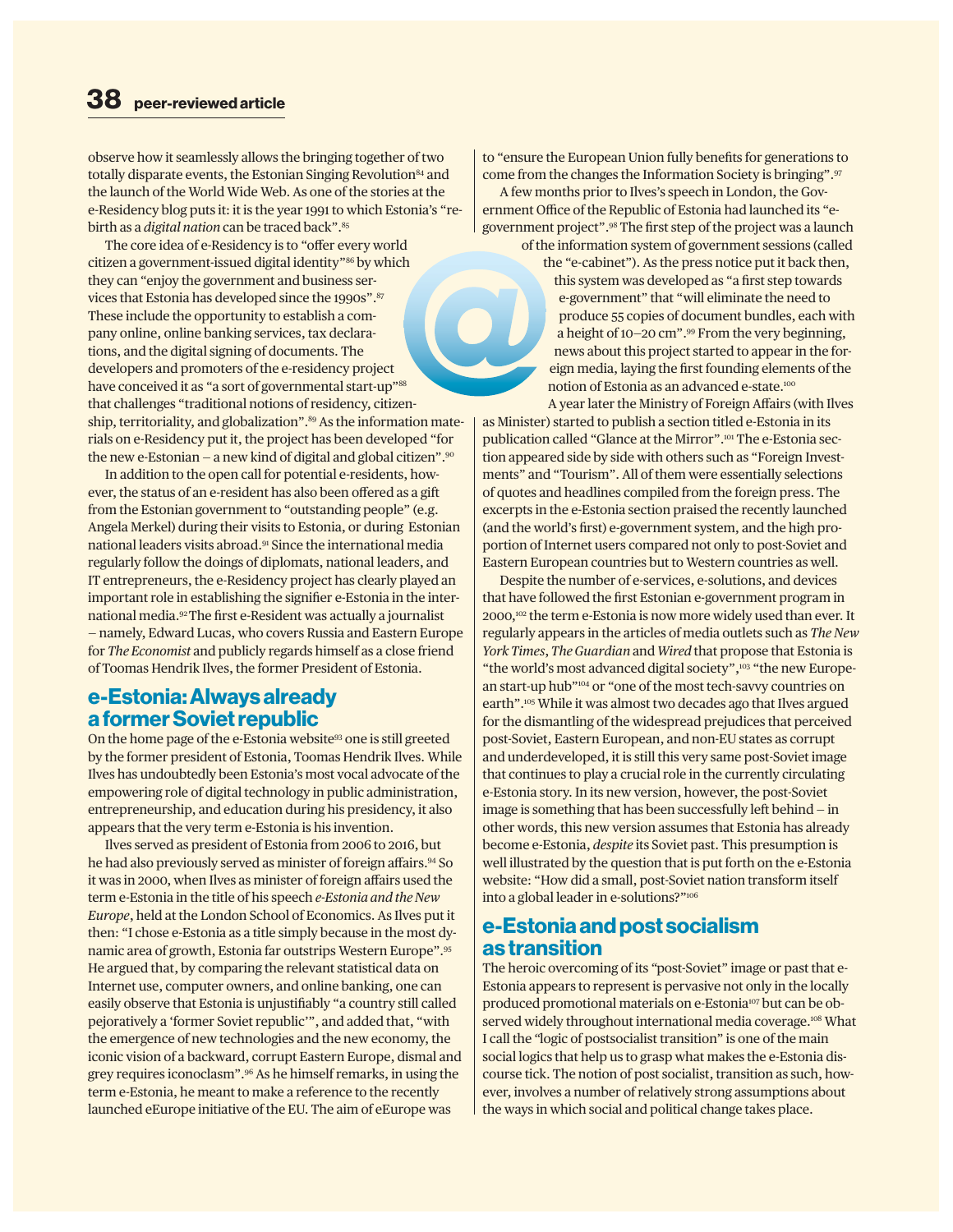observe how it seamlessly allows the bringing together of two totally disparate events, the Estonian Singing Revolution[84] and the launch of the World Wide Web. As one of the stories at the e-Residency blog puts it: it is the year 1991 to which Estonia's "re-birth as a *digital nation* can be traced back".[85]

The core idea of e-Residency is to "offer every world citizen a government-issued digital identity"[86] by which they can "enjoy the government and business services that Estonia has developed since the 1990s".[87] These include the opportunity to establish a company online, online banking services, tax declarations, and the digital signing of documents. The developers and promoters of the e-residency project have conceived it as "a sort of governmental start-up"[88] that challenges "traditional notions of residency, citizenship, territoriality, and globalization".[89] As the information materials on e-Residency put it, the project has been developed "for the new e-Estonian – a new kind of digital and global citizen".[90]

In addition to the open call for potential e-residents, however, the status of an e-resident has also been offered as a gift from the Estonian government to "outstanding people" (e.g. Angela Merkel) during their visits to Estonia, or during Estonian national leaders visits abroad.[91] Since the international media regularly follow the doings of diplomats, national leaders, and IT entrepreneurs, the e-Residency project has clearly played an important role in establishing the signifier e-Estonia in the international media.[92] The first e-Resident was actually a journalist – namely, Edward Lucas, who covers Russia and Eastern Europe for *The Economist* and publicly regards himself as a close friend of Toomas Hendrik Ilves, the former President of Estonia.

## e-Estonia: Always already a former Soviet republic

On the home page of the e-Estonia website[93] one is still greeted by the former president of Estonia, Toomas Hendrik Ilves. While Ilves has undoubtedly been Estonia's most vocal advocate of the empowering role of digital technology in public administration, entrepreneurship, and education during his presidency, it also appears that the very term e-Estonia is his invention.

Ilves served as president of Estonia from 2006 to 2016, but he had also previously served as minister of foreign affairs.[94] So it was in 2000, when Ilves as minister of foreign affairs used the term e-Estonia in the title of his speech *e-Estonia and the New Europe*, held at the London School of Economics. As Ilves put it then: "I chose e-Estonia as a title simply because in the most dynamic area of growth, Estonia far outstrips Western Europe".[95] He argued that, by comparing the relevant statistical data on Internet use, computer owners, and online banking, one can easily observe that Estonia is unjustifiably "a country still called pejoratively a 'former Soviet republic'", and added that, "with the emergence of new technologies and the new economy, the iconic vision of a backward, corrupt Eastern Europe, dismal and grey requires iconoclasm".[96] As he himself remarks, in using the term e-Estonia, he meant to make a reference to the recently launched eEurope initiative of the EU. The aim of eEurope was to "ensure the European Union fully benefits for generations to come from the changes the Information Society is bringing".[97]

A few months prior to Ilves's speech in London, the Government Office of the Republic of Estonia had launched its "e-government project".[98] The first step of the project was a launch of the information system of government sessions (called the "e-cabinet"). As the press notice put it back then, this system was developed as "a first step towards e-government" that "will eliminate the need to produce 55 copies of document bundles, each with a height of 10–20 cm".[99] From the very beginning, news about this project started to appear in the foreign media, laying the first founding elements of the notion of Estonia as an advanced e-state.[100]

A year later the Ministry of Foreign Affairs (with Ilves as Minister) started to publish a section titled e-Estonia in its publication called "Glance at the Mirror".[101] The e-Estonia section appeared side by side with others such as "Foreign Investments" and "Tourism". All of them were essentially selections of quotes and headlines compiled from the foreign press. The excerpts in the e-Estonia section praised the recently launched (and the world's first) e-government system, and the high proportion of Internet users compared not only to post-Soviet and Eastern European countries but to Western countries as well.

Despite the number of e-services, e-solutions, and devices that have followed the first Estonian e-government program in 2000,[102] the term e-Estonia is now more widely used than ever. It regularly appears in the articles of media outlets such as *The New York Times*, *The Guardian* and *Wired* that propose that Estonia is "the world's most advanced digital society",[103] "the new European start-up hub"[104] or "one of the most tech-savvy countries on earth".[105] While it was almost two decades ago that Ilves argued for the dismantling of the widespread prejudices that perceived post-Soviet, Eastern European, and non-EU states as corrupt and underdeveloped, it is still this very same post-Soviet image that continues to play a crucial role in the currently circulating e-Estonia story. In its new version, however, the post-Soviet image is something that has been successfully left behind – in other words, this new version assumes that Estonia has already become e-Estonia, *despite* its Soviet past. This presumption is well illustrated by the question that is put forth on the e-Estonia website: "How did a small, post-Soviet nation transform itself into a global leader in e-solutions?"[106]

## e-Estonia and post socialism as transition

The heroic overcoming of its "post-Soviet" image or past that e-Estonia appears to represent is pervasive not only in the locally produced promotional materials on e-Estonia[107] but can be observed widely throughout international media coverage.[108] What I call the "logic of postsocialist transition" is one of the main social logics that help us to grasp what makes the e-Estonia discourse tick. The notion of post socialist, transition as such, however, involves a number of relatively strong assumptions about the ways in which social and political change takes place.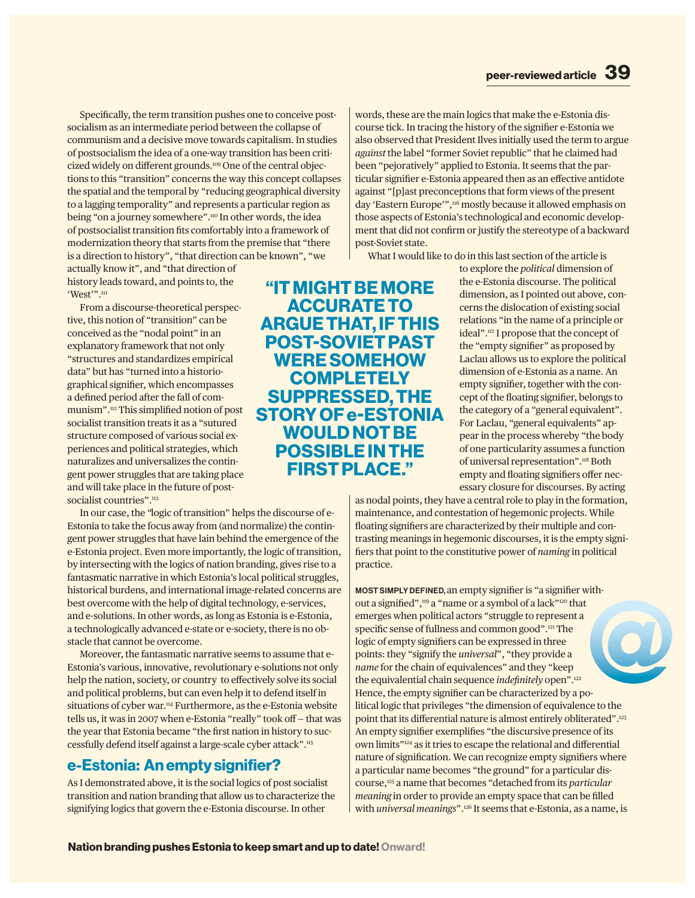Specifically, the term transition pushes one to conceive postsocialism as an intermediate period between the collapse of communism and a decisive move towards capitalism. In studies of postsocialism the idea of a one-way transition has been criticized widely on different grounds.[109] One of the central objections to this "transition" concerns the way this concept collapses the spatial and the temporal by "reducing geographical diversity to a lagging temporality" and represents a particular region as being "on a journey somewhere".[110] In other words, the idea of postsocialist transition fits comfortably into a framework of modernization theory that starts from the premise that "there is a direction to history", "that direction can be known", "we actually know it", and "that direction of history leads toward, and points to, the 'West'".[111]

From a discourse-theoretical perspective, this notion of "transition" can be conceived as the "nodal point" in an explanatory framework that not only "structures and standardizes empirical data" but has "turned into a historiographical signifier, which encompasses a defined period after the fall of communism".[112] This simplified notion of post socialist transition treats it as a "sutured structure composed of various social experiences and political strategies, which naturalizes and universalizes the contingent power struggles that are taking place and will take place in the future of postsocialist countries".[113]

In our case, the "logic of transition" helps the discourse of e-Estonia to take the focus away from (and normalize) the contingent power struggles that have lain behind the emergence of the e-Estonia project. Even more importantly, the logic of transition, by intersecting with the logics of nation branding, gives rise to a fantasmatic narrative in which Estonia's local political struggles, historical burdens, and international image-related concerns are best overcome with the help of digital technology, e-services, and e-solutions. In other words, as long as Estonia is e-Estonia, a technologically advanced e-state or e-society, there is no obstacle that cannot be overcome.

Moreover, the fantasmatic narrative seems to assume that e-Estonia's various, innovative, revolutionary e-solutions not only help the nation, society, or country to effectively solve its social and political problems, but can even help it to defend itself in situations of cyber war.[114] Furthermore, as the e-Estonia website tells us, it was in 2007 when e-Estonia "really" took off – that was the year that Estonia became "the first nation in history to successfully defend itself against a large-scale cyber attack".[115]

## e-Estonia: An empty signifier?

As I demonstrated above, it is the social logics of post socialist transition and nation branding that allow us to characterize the signifying logics that govern the e-Estonia discourse. In other words, these are the main logics that make the e-Estonia discourse tick. In tracing the history of the signifier e-Estonia we also observed that President Ilves initially used the term to argue *against* the label "former Soviet republic" that he claimed had been "pejoratively" applied to Estonia. It seems that the particular signifier e-Estonia appeared then as an effective antidote against "[p]ast preconceptions that form views of the present day 'Eastern Europe'",[116] mostly because it allowed emphasis on those aspects of Estonia's technological and economic development that did not confirm or justify the stereotype of a backward post-Soviet state.

**"IT MIGHT BE MORE ACCURATE TO ARGUE THAT, IF THIS POST-SOVIET PAST WERE SOMEHOW COMPLETELY SUPPRESSED, THE STORY OF e-ESTONIA WOULD NOT BE POSSIBLE IN THE FIRST PLACE."**

What I would like to do in this last section of the article is to explore the *political* dimension of the e-Estonia discourse. The political dimension, as I pointed out above, concerns the dislocation of existing social relations "in the name of a principle or ideal".[117] I propose that the concept of the "empty signifier" as proposed by Laclau allows us to explore the political dimension of e-Estonia as a name. An empty signifier, together with the concept of the floating signifier, belongs to the category of a "general equivalent". For Laclau, "general equivalents" appear in the process whereby "the body of one particularity assumes a function of universal representation".[118] Both empty and floating signifiers offer necessary closure for discourses. By acting as nodal points, they have a central role to play in the formation, maintenance, and contestation of hegemonic projects. While floating signifiers are characterized by their multiple and contrasting meanings in hegemonic discourses, it is the empty signifiers that point to the constitutive power of *naming* in political practice.

**MOST SIMPLY DEFINED,** an empty signifier is "a signifier without a signified",[119] a "name or a symbol of a lack"[120] that emerges when political actors "struggle to represent a specific sense of fullness and common good".[121] The logic of empty signifiers can be expressed in three points: they "signify the *universal*", "they provide a *name* for the chain of equivalences" and they "keep the equivalential chain sequence *indefinitely* open".[122] Hence, the empty signifier can be characterized by a political logic that privileges "the dimension of equivalence to the point that its differential nature is almost entirely obliterated".[123] An empty signifier exemplifies "the discursive presence of its own limits"[124] as it tries to escape the relational and differential nature of signification. We can recognize empty signifiers where a particular name becomes "the ground" for a particular discourse,[125] a name that becomes "detached from its *particular meaning* in order to provide an empty space that can be filled with *universal meanings*".[126] It seems that e-Estonia, as a name, is

**Nation branding pushes Estonia to keep smart and up to date! Onward!**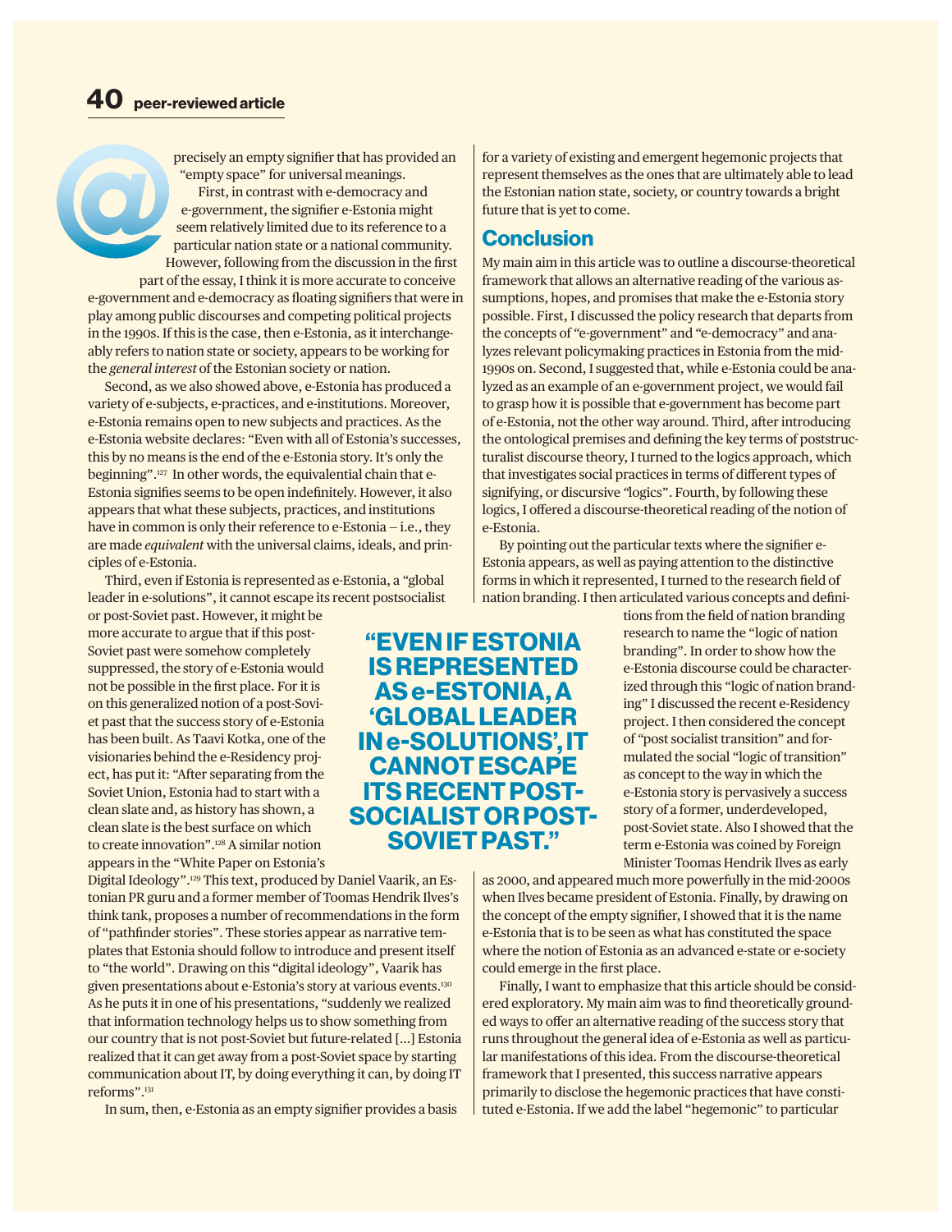precisely an empty signifier that has provided an "empty space" for universal meanings.

First, in contrast with e-democracy and e-government, the signifier e-Estonia might seem relatively limited due to its reference to a particular nation state or a national community. However, following from the discussion in the first part of the essay, I think it is more accurate to conceive e-government and e-democracy as floating signifiers that were in play among public discourses and competing political projects in the 1990s. If this is the case, then e-Estonia, as it interchangeably refers to nation state or society, appears to be working for the *general interest* of the Estonian society or nation.

Second, as we also showed above, e-Estonia has produced a variety of e-subjects, e-practices, and e-institutions. Moreover, e-Estonia remains open to new subjects and practices. As the e-Estonia website declares: "Even with all of Estonia's successes, this by no means is the end of the e-Estonia story. It's only the beginning".[127] In other words, the equivalential chain that e-Estonia signifies seems to be open indefinitely. However, it also appears that what these subjects, practices, and institutions have in common is only their reference to e-Estonia – i.e., they are made *equivalent* with the universal claims, ideals, and principles of e-Estonia.

Third, even if Estonia is represented as e-Estonia, a "global leader in e-solutions", it cannot escape its recent postsocialist or post-Soviet past. However, it might be more accurate to argue that if this post-Soviet past were somehow completely suppressed, the story of e-Estonia would not be possible in the first place. For it is on this generalized notion of a post-Soviet past that the success story of e-Estonia has been built. As Taavi Kotka, one of the visionaries behind the e-Residency project, has put it: "After separating from the Soviet Union, Estonia had to start with a clean slate and, as history has shown, a clean slate is the best surface on which to create innovation".[128] A similar notion appears in the "White Paper on Estonia's Digital Ideology".[129] This text, produced by Daniel Vaarik, an Estonian PR guru and a former member of Toomas Hendrik Ilves's think tank, proposes a number of recommendations in the form of "pathfinder stories". These stories appear as narrative templates that Estonia should follow to introduce and present itself to "the world". Drawing on this "digital ideology", Vaarik has given presentations about e-Estonia's story at various events.[130] As he puts it in one of his presentations, "suddenly we realized that information technology helps us to show something from our country that is not post-Soviet but future-related [...] Estonia realized that it can get away from a post-Soviet space by starting communication about IT, by doing everything it can, by doing IT reforms".[131]

> "EVEN IF ESTONIA IS REPRESENTED AS e-ESTONIA, A 'GLOBAL LEADER IN e-SOLUTIONS', IT CANNOT ESCAPE ITS RECENT POST-SOCIALIST OR POST-SOVIET PAST."

In sum, then, e-Estonia as an empty signifier provides a basis for a variety of existing and emergent hegemonic projects that represent themselves as the ones that are ultimately able to lead the Estonian nation state, society, or country towards a bright future that is yet to come.

## Conclusion

My main aim in this article was to outline a discourse-theoretical framework that allows an alternative reading of the various assumptions, hopes, and promises that make the e-Estonia story possible. First, I discussed the policy research that departs from the concepts of "e-government" and "e-democracy" and analyzes relevant policymaking practices in Estonia from the mid-1990s on. Second, I suggested that, while e-Estonia could be analyzed as an example of an e-government project, we would fail to grasp how it is possible that e-government has become part of e-Estonia, not the other way around. Third, after introducing the ontological premises and defining the key terms of poststructuralist discourse theory, I turned to the logics approach, which that investigates social practices in terms of different types of signifying, or discursive "logics". Fourth, by following these logics, I offered a discourse-theoretical reading of the notion of e-Estonia.

By pointing out the particular texts where the signifier e-Estonia appears, as well as paying attention to the distinctive forms in which it represented, I turned to the research field of nation branding. I then articulated various concepts and definitions from the field of nation branding research to name the "logic of nation branding". In order to show how the e-Estonia discourse could be characterized through this "logic of nation branding" I discussed the recent e-Residency project. I then considered the concept of "post socialist transition" and formulated the social "logic of transition" as concept to the way in which the e-Estonia story is pervasively a success story of a former, underdeveloped, post-Soviet state. Also I showed that the term e-Estonia was coined by Foreign Minister Toomas Hendrik Ilves as early as 2000, and appeared much more powerfully in the mid-2000s when Ilves became president of Estonia. Finally, by drawing on the concept of the empty signifier, I showed that it is the name e-Estonia that is to be seen as what has constituted the space where the notion of Estonia as an advanced e-state or e-society could emerge in the first place.

Finally, I want to emphasize that this article should be considered exploratory. My main aim was to find theoretically grounded ways to offer an alternative reading of the success story that runs throughout the general idea of e-Estonia as well as particular manifestations of this idea. From the discourse-theoretical framework that I presented, this success narrative appears primarily to disclose the hegemonic practices that have constituted e-Estonia. If we add the label "hegemonic" to particular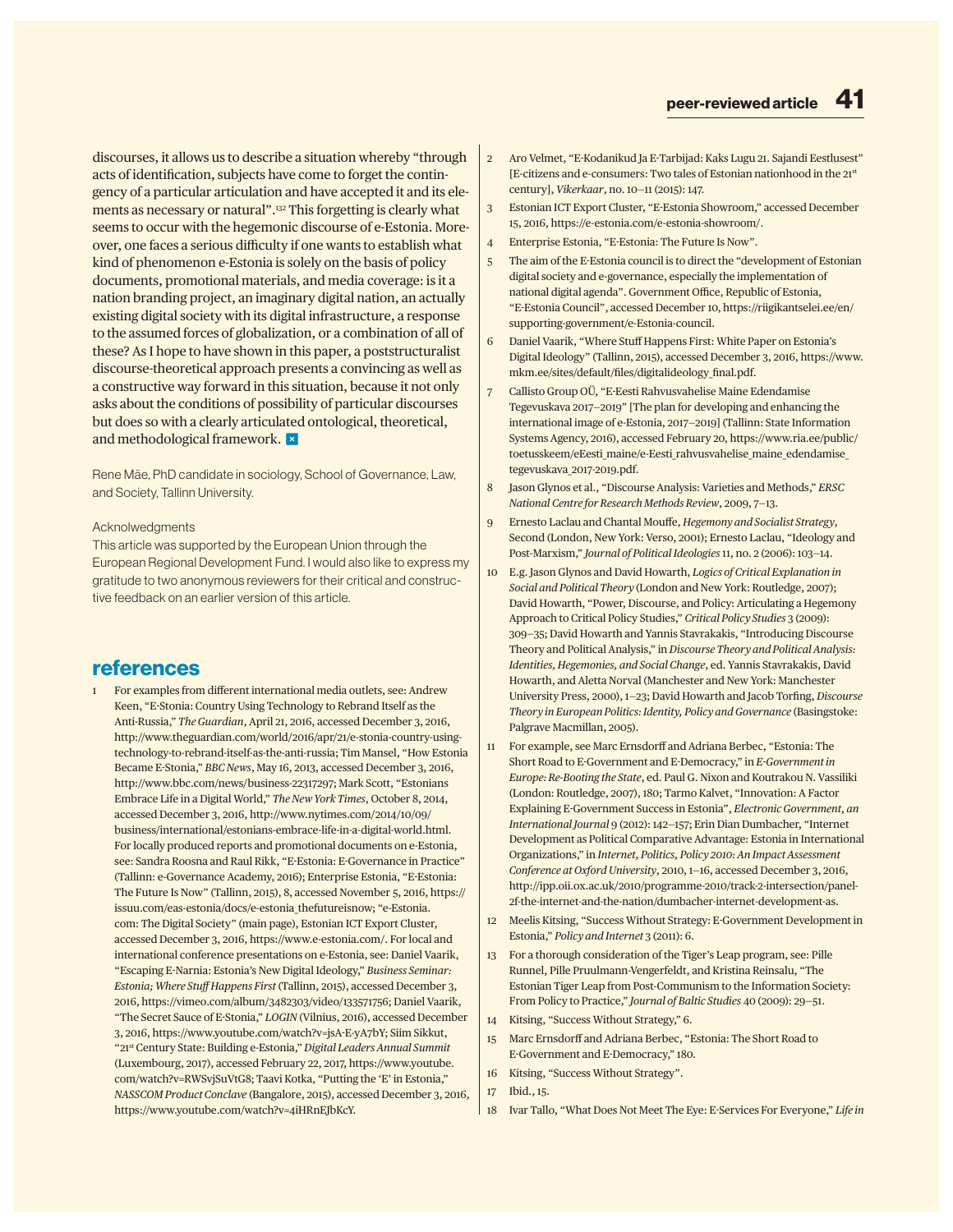discourses, it allows us to describe a situation whereby "through acts of identification, subjects have come to forget the contingency of a particular articulation and have accepted it and its elements as necessary or natural".[132] This forgetting is clearly what seems to occur with the hegemonic discourse of e-Estonia. Moreover, one faces a serious difficulty if one wants to establish what kind of phenomenon e-Estonia is solely on the basis of policy documents, promotional materials, and media coverage: is it a nation branding project, an imaginary digital nation, an actually existing digital society with its digital infrastructure, a response to the assumed forces of globalization, or a combination of all of these? As I hope to have shown in this paper, a poststructuralist discourse-theoretical approach presents a convincing as well as a constructive way forward in this situation, because it not only asks about the conditions of possibility of particular discourses but does so with a clearly articulated ontological, theoretical, and methodological framework.

Rene Mäe, PhD candidate in sociology, School of Governance, Law, and Society, Tallinn University.

Acknolwedgments

This article was supported by the European Union through the European Regional Development Fund. I would also like to express my gratitude to two anonymous reviewers for their critical and constructive feedback on an earlier version of this article.

## references

1. For examples from different international media outlets, see: Andrew Keen, "E-Stonia: Country Using Technology to Rebrand Itself as the Anti-Russia," *The Guardian*, April 21, 2016, accessed December 3, 2016, http://www.theguardian.com/world/2016/apr/21/e-stonia-country-using-technology-to-rebrand-itself-as-the-anti-russia; Tim Mansel, "How Estonia Became E-Stonia," *BBC News*, May 16, 2013, accessed December 3, 2016, http://www.bbc.com/news/business-22317297; Mark Scott, "Estonians Embrace Life in a Digital World," *The New York Times*, October 8, 2014, accessed December 3, 2016, http://www.nytimes.com/2014/10/09/business/international/estonians-embrace-life-in-a-digital-world.html. For locally produced reports and promotional documents on e-Estonia, see: Sandra Roosna and Raul Rikk, "E-Estonia: E-Governance in Practice" (Tallinn: e-Governance Academy, 2016); Enterprise Estonia, "E-Estonia: The Future Is Now" (Tallinn, 2015), 8, accessed November 5, 2016, https://issuu.com/eas-estonia/docs/e-estonia_thefutureisnow; "e-Estonia.com: The Digital Society" (main page), Estonian ICT Export Cluster, accessed December 3, 2016, https://www.e-estonia.com/. For local and international conference presentations on e-Estonia, see: Daniel Vaarik, "Escaping E-Narnia: Estonia's New Digital Ideology," *Business Seminar: Estonia; Where Stuff Happens First* (Tallinn, 2015), accessed December 3, 2016, https://vimeo.com/album/3482303/video/133571756; Daniel Vaarik, "The Secret Sauce of E-Stonia," *LOGIN* (Vilnius, 2016), accessed December 3, 2016, https://www.youtube.com/watch?v=jsA-E-yA7bY; Siim Sikkut, "21st Century State: Building e-Estonia," *Digital Leaders Annual Summit* (Luxembourg, 2017), accessed February 22, 2017, https://www.youtube.com/watch?v=RWSvjSuVtG8; Taavi Kotka, "Putting the 'E' in Estonia," *NASSCOM Product Conclave* (Bangalore, 2015), accessed December 3, 2016, https://www.youtube.com/watch?v=4iHRnEJbKcY.
2. Aro Velmet, "E-Kodanikud Ja E-Tarbijad: Kaks Lugu 21. Sajandi Eestlusest" [E-citizens and e-consumers: Two tales of Estonian nationhood in the 21st century], *Vikerkaar*, no. 10–11 (2015): 147.
3. Estonian ICT Export Cluster, "E-Estonia Showroom," accessed December 15, 2016, https://e-estonia.com/e-estonia-showroom/.
4. Enterprise Estonia, "E-Estonia: The Future Is Now".
5. The aim of the E-Estonia council is to direct the "development of Estonian digital society and e-governance, especially the implementation of national digital agenda". Government Office, Republic of Estonia, "E-Estonia Council", accessed December 10, https://riigikantselei.ee/en/supporting-government/e-Estonia-council.
6. Daniel Vaarik, "Where Stuff Happens First: White Paper on Estonia's Digital Ideology" (Tallinn, 2015), accessed December 3, 2016, https://www.mkm.ee/sites/default/files/digitalideology_final.pdf.
7. Callisto Group OÜ, "E-Eesti Rahvusvahelise Maine Edendamise Tegevuskava 2017–2019" [The plan for developing and enhancing the international image of e-Estonia, 2017–2019] (Tallinn: State Information Systems Agency, 2016), accessed February 20, https://www.ria.ee/public/toetusskeem/eEesti_maine/e-Eesti_rahvusvahelise_maine_edendamise_tegevuskava_2017-2019.pdf.
8. Jason Glynos et al., "Discourse Analysis: Varieties and Methods," *ERSC National Centre for Research Methods Review*, 2009, 7–13.
9. Ernesto Laclau and Chantal Mouffe, *Hegemony and Socialist Strategy*, Second (London, New York: Verso, 2001); Ernesto Laclau, "Ideology and Post-Marxism," *Journal of Political Ideologies* 11, no. 2 (2006): 103–14.
10. E.g. Jason Glynos and David Howarth, *Logics of Critical Explanation in Social and Political Theory* (London and New York: Routledge, 2007); David Howarth, "Power, Discourse, and Policy: Articulating a Hegemony Approach to Critical Policy Studies," *Critical Policy Studies* 3 (2009): 309–35; David Howarth and Yannis Stavrakakis, "Introducing Discourse Theory and Political Analysis," in *Discourse Theory and Political Analysis: Identities, Hegemonies, and Social Change*, ed. Yannis Stavrakakis, David Howarth, and Aletta Norval (Manchester and New York: Manchester University Press, 2000), 1–23; David Howarth and Jacob Torfing, *Discourse Theory in European Politics: Identity, Policy and Governance* (Basingstoke: Palgrave Macmillan, 2005).
11. For example, see Marc Ernsdorff and Adriana Berbec, "Estonia: The Short Road to E-Government and E-Democracy," in *E-Government in Europe: Re-Booting the State*, ed. Paul G. Nixon and Koutrakou N. Vassiliki (London: Routledge, 2007), 180; Tarmo Kalvet, "Innovation: A Factor Explaining E-Government Success in Estonia", *Electronic Government, an International Journal* 9 (2012): 142–157; Erin Dian Dumbacher, "Internet Development as Political Comparative Advantage: Estonia in International Organizations," in *Internet, Politics, Policy 2010: An Impact Assessment Conference at Oxford University*, 2010, 1–16, accessed December 3, 2016, http://ipp.oii.ox.ac.uk/2010/programme-2010/track-2-intersection/panel-2f-the-internet-and-the-nation/dumbacher-internet-development-as.
12. Meelis Kitsing, "Success Without Strategy: E-Government Development in Estonia," *Policy and Internet* 3 (2011): 6.
13. For a thorough consideration of the Tiger's Leap program, see: Pille Runnel, Pille Pruulmann-Vengerfeldt, and Kristina Reinsalu, "The Estonian Tiger Leap from Post-Communism to the Information Society: From Policy to Practice," *Journal of Baltic Studies* 40 (2009): 29–51.
14. Kitsing, "Success Without Strategy," 6.
15. Marc Ernsdorff and Adriana Berbec, "Estonia: The Short Road to E-Government and E-Democracy," 180.
16. Kitsing, "Success Without Strategy".
17. Ibid., 15.
18. Ivar Tallo, "What Does Not Meet The Eye: E-Services For Everyone," *Life in*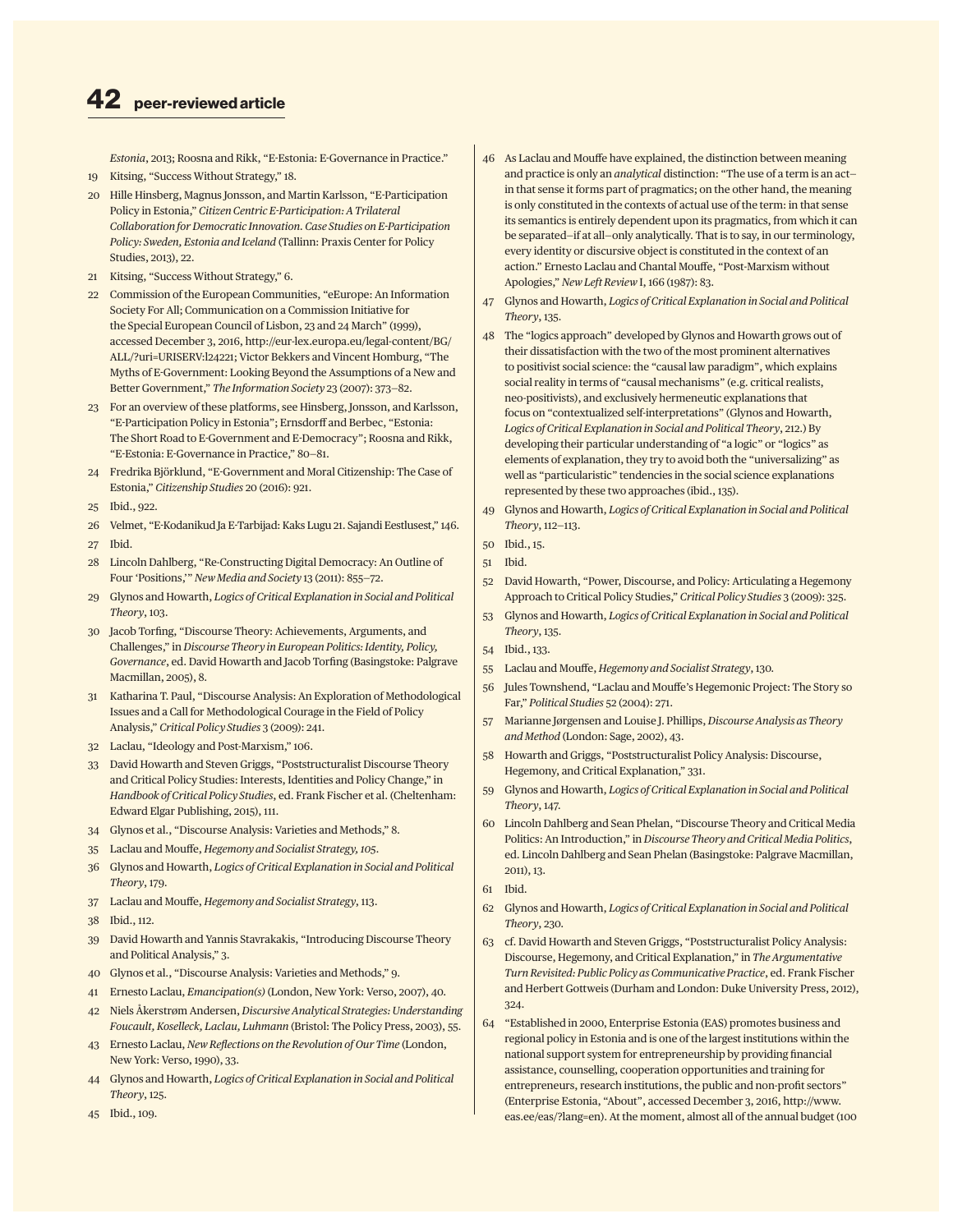*Estonia*, 2013; Roosna and Rikk, "E-Estonia: E-Governance in Practice."

19 Kitsing, "Success Without Strategy," 18.

20 Hille Hinsberg, Magnus Jonsson, and Martin Karlsson, "E-Participation Policy in Estonia," *Citizen Centric E-Participation: A Trilateral Collaboration for Democratic Innovation. Case Studies on E-Participation Policy: Sweden, Estonia and Iceland* (Tallinn: Praxis Center for Policy Studies, 2013), 22.

21 Kitsing, "Success Without Strategy," 6.

22 Commission of the European Communities, "eEurope: An Information Society For All; Communication on a Commission Initiative for the Special European Council of Lisbon, 23 and 24 March" (1999), accessed December 3, 2016, http://eur-lex.europa.eu/legal-content/BG/ALL/?uri=URISERV:l24221; Victor Bekkers and Vincent Homburg, "The Myths of E-Government: Looking Beyond the Assumptions of a New and Better Government," *The Information Society* 23 (2007): 373–82.

23 For an overview of these platforms, see Hinsberg, Jonsson, and Karlsson, "E-Participation Policy in Estonia"; Ernsdorff and Berbec, "Estonia: The Short Road to E-Government and E-Democracy"; Roosna and Rikk, "E-Estonia: E-Governance in Practice," 80–81.

24 Fredrika Björklund, "E-Government and Moral Citizenship: The Case of Estonia," *Citizenship Studies* 20 (2016): 921.

25 Ibid., 922.

26 Velmet, "E-Kodanikud Ja E-Tarbijad: Kaks Lugu 21. Sajandi Eestlusest," 146.

27 Ibid.

28 Lincoln Dahlberg, "Re-Constructing Digital Democracy: An Outline of Four 'Positions,'" *New Media and Society* 13 (2011): 855–72.

29 Glynos and Howarth, *Logics of Critical Explanation in Social and Political Theory*, 103.

30 Jacob Torfing, "Discourse Theory: Achievements, Arguments, and Challenges," in *Discourse Theory in European Politics: Identity, Policy, Governance*, ed. David Howarth and Jacob Torfing (Basingstoke: Palgrave Macmillan, 2005), 8.

31 Katharina T. Paul, "Discourse Analysis: An Exploration of Methodological Issues and a Call for Methodological Courage in the Field of Policy Analysis," *Critical Policy Studies* 3 (2009): 241.

32 Laclau, "Ideology and Post-Marxism," 106.

33 David Howarth and Steven Griggs, "Poststructuralist Discourse Theory and Critical Policy Studies: Interests, Identities and Policy Change," in *Handbook of Critical Policy Studies*, ed. Frank Fischer et al. (Cheltenham: Edward Elgar Publishing, 2015), 111.

34 Glynos et al., "Discourse Analysis: Varieties and Methods," 8.

35 Laclau and Mouffe, *Hegemony and Socialist Strategy, 105*.

36 Glynos and Howarth, *Logics of Critical Explanation in Social and Political Theory*, 179.

37 Laclau and Mouffe, *Hegemony and Socialist Strategy*, 113.

38 Ibid., 112.

39 David Howarth and Yannis Stavrakakis, "Introducing Discourse Theory and Political Analysis," 3.

40 Glynos et al., "Discourse Analysis: Varieties and Methods," 9.

41 Ernesto Laclau, *Emancipation(s)* (London, New York: Verso, 2007), 40.

42 Niels Åkerstrøm Andersen, *Discursive Analytical Strategies: Understanding Foucault, Koselleck, Laclau, Luhmann* (Bristol: The Policy Press, 2003), 55.

43 Ernesto Laclau, *New Reflections on the Revolution of Our Time* (London, New York: Verso, 1990), 33.

44 Glynos and Howarth, *Logics of Critical Explanation in Social and Political Theory*, 125.

45 Ibid., 109.

46 As Laclau and Mouffe have explained, the distinction between meaning and practice is only an *analytical* distinction: "The use of a term is an act–in that sense it forms part of pragmatics; on the other hand, the meaning is only constituted in the contexts of actual use of the term: in that sense its semantics is entirely dependent upon its pragmatics, from which it can be separated–if at all–only analytically. That is to say, in our terminology, every identity or discursive object is constituted in the context of an action." Ernesto Laclau and Chantal Mouffe, "Post-Marxism without Apologies," *New Left Review* I, 166 (1987): 83.

47 Glynos and Howarth, *Logics of Critical Explanation in Social and Political Theory*, 135.

48 The "logics approach" developed by Glynos and Howarth grows out of their dissatisfaction with the two of the most prominent alternatives to positivist social science: the "causal law paradigm", which explains social reality in terms of "causal mechanisms" (e.g. critical realists, neo-positivists), and exclusively hermeneutic explanations that focus on "contextualized self-interpretations" (Glynos and Howarth, *Logics of Critical Explanation in Social and Political Theory*, 212.) By developing their particular understanding of "a logic" or "logics" as elements of explanation, they try to avoid both the "universalizing" as well as "particularistic" tendencies in the social science explanations represented by these two approaches (ibid., 135).

49 Glynos and Howarth, *Logics of Critical Explanation in Social and Political Theory*, 112–113.

50 Ibid., 15.

51 Ibid.

52 David Howarth, "Power, Discourse, and Policy: Articulating a Hegemony Approach to Critical Policy Studies," *Critical Policy Studies* 3 (2009): 325.

53 Glynos and Howarth, *Logics of Critical Explanation in Social and Political Theory*, 135.

54 Ibid., 133.

55 Laclau and Mouffe, *Hegemony and Socialist Strategy*, 130.

56 Jules Townshend, "Laclau and Mouffe's Hegemonic Project: The Story so Far," *Political Studies* 52 (2004): 271.

57 Marianne Jørgensen and Louise J. Phillips, *Discourse Analysis as Theory and Method* (London: Sage, 2002), 43.

58 Howarth and Griggs, "Poststructuralist Policy Analysis: Discourse, Hegemony, and Critical Explanation," 331.

59 Glynos and Howarth, *Logics of Critical Explanation in Social and Political Theory*, 147.

60 Lincoln Dahlberg and Sean Phelan, "Discourse Theory and Critical Media Politics: An Introduction," in *Discourse Theory and Critical Media Politics*, ed. Lincoln Dahlberg and Sean Phelan (Basingstoke: Palgrave Macmillan, 2011), 13.

61 Ibid.

62 Glynos and Howarth, *Logics of Critical Explanation in Social and Political Theory*, 230.

63 cf. David Howarth and Steven Griggs, "Poststructuralist Policy Analysis: Discourse, Hegemony, and Critical Explanation," in *The Argumentative Turn Revisited: Public Policy as Communicative Practice*, ed. Frank Fischer and Herbert Gottweis (Durham and London: Duke University Press, 2012), 324.

64 "Established in 2000, Enterprise Estonia (EAS) promotes business and regional policy in Estonia and is one of the largest institutions within the national support system for entrepreneurship by providing financial assistance, counselling, cooperation opportunities and training for entrepreneurs, research institutions, the public and non-profit sectors" (Enterprise Estonia, "About", accessed December 3, 2016, http://www.eas.ee/eas/?lang=en). At the moment, almost all of the annual budget (100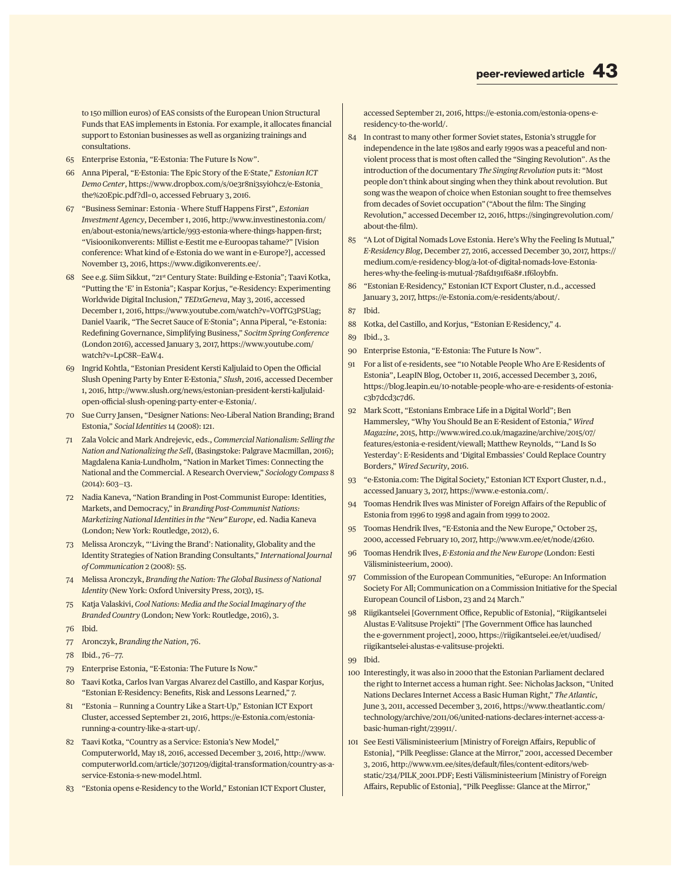to 150 million euros) of EAS consists of the European Union Structural Funds that EAS implements in Estonia. For example, it allocates financial support to Estonian businesses as well as organizing trainings and consultations.

65 Enterprise Estonia, "E-Estonia: The Future Is Now".

66 Anna Piperal, "E-Estonia: The Epic Story of the E-State," *Estonian ICT Demo Center*, https://www.dropbox.com/s/0e3r8ni3syi0hcz/e-Estonia_the%20Epic.pdf?dl=0, accessed February 3, 2016.

67 "Business Seminar: Estonia - Where Stuff Happens First", *Estonian Investment Agency*, December 1, 2016, http://www.investinestonia.com/en/about-estonia/news/article/993-estonia-where-things-happen-first; "Visioonikonverents: Millist e-Eestit me e-Euroopas tahame?" [Vision conference: What kind of e-Estonia do we want in e-Europe?], accessed November 13, 2016, https://www.digikonverents.ee/.

68 See e.g. Siim Sikkut, "21st Century State: Building e-Estonia"; Taavi Kotka, "Putting the 'E' in Estonia"; Kaspar Korjus, "e-Residency: Experimenting Worldwide Digital Inclusion," *TEDxGeneva*, May 3, 2016, accessed December 1, 2016, https://www.youtube.com/watch?v=VOfTG3PSUag; Daniel Vaarik, "The Secret Sauce of E-Stonia"; Anna Piperal, "e-Estonia: Redefining Governance, Simplifying Business," *Socitm Spring Conference* (London 2016), accessed January 3, 2017, https://www.youtube.com/watch?v=LpC8R--EaW4.

69 Ingrid Kohtla, "Estonian President Kersti Kaljulaid to Open the Official Slush Opening Party by Enter E-Estonia," *Slush*, 2016, accessed December 1, 2016, http://www.slush.org/news/estonian-president-kersti-kaljulaid-open-official-slush-opening-party-enter-e-Estonia/.

70 Sue Curry Jansen, "Designer Nations: Neo-Liberal Nation Branding; Brand Estonia," *Social Identities* 14 (2008): 121.

71 Zala Volcic and Mark Andrejevic, eds., *Commercial Nationalism: Selling the Nation and Nationalizing the Sell*, (Basingstoke: Palgrave Macmillan, 2016); Magdalena Kania-Lundholm, "Nation in Market Times: Connecting the National and the Commercial. A Research Overview," *Sociology Compass* 8 (2014): 603–13.

72 Nadia Kaneva, "Nation Branding in Post-Communist Europe: Identities, Markets, and Democracy," in *Branding Post-Communist Nations: Marketizing National Identities in the "New" Europe*, ed. Nadia Kaneva (London; New York: Routledge, 2012), 6.

73 Melissa Aronczyk, "'Living the Brand': Nationality, Globality and the Identity Strategies of Nation Branding Consultants," *International Journal of Communication* 2 (2008): 55.

74 Melissa Aronczyk, *Branding the Nation: The Global Business of National Identity* (New York: Oxford University Press, 2013), 15.

75 Katja Valaskivi, *Cool Nations: Media and the Social Imaginary of the Branded Country* (London; New York: Routledge, 2016), 3.

76 Ibid.

77 Aronczyk, *Branding the Nation*, 76.

78 Ibid., 76–77.

79 Enterprise Estonia, "E-Estonia: The Future Is Now."

80 Taavi Kotka, Carlos Ivan Vargas Alvarez del Castillo, and Kaspar Korjus, "Estonian E-Residency: Benefits, Risk and Lessons Learned," 7.

81 "Estonia – Running a Country Like a Start-Up," Estonian ICT Export Cluster, accessed September 21, 2016, https://e-Estonia.com/estonia-running-a-country-like-a-start-up/.

82 Taavi Kotka, "Country as a Service: Estonia's New Model," Computerworld, May 18, 2016, accessed December 3, 2016, http://www.computerworld.com/article/3071209/digital-transformation/country-as-a-service-Estonia-s-new-model.html.

83 "Estonia opens e-Residency to the World," Estonian ICT Export Cluster, accessed September 21, 2016, https://e-estonia.com/estonia-opens-e-residency-to-the-world/.

84 In contrast to many other former Soviet states, Estonia's struggle for independence in the late 1980s and early 1990s was a peaceful and non-violent process that is most often called the "Singing Revolution". As the introduction of the documentary *The Singing Revolution* puts it: "Most people don't think about singing when they think about revolution. But song was the weapon of choice when Estonian sought to free themselves from decades of Soviet occupation" ("About the film: The Singing Revolution," accessed December 12, 2016, https://singingrevolution.com/about-the-film).

85 "A Lot of Digital Nomads Love Estonia. Here's Why the Feeling Is Mutual," *E-Residency Blog*, December 27, 2016, accessed December 30, 2017, https://medium.com/e-residency-blog/a-lot-of-digital-nomads-love-Estonia-heres-why-the-feeling-is-mutual-78afd191f6a8#.1f6loybfn.

86 "Estonian E-Residency," Estonian ICT Export Cluster, n.d., accessed January 3, 2017, https://e-Estonia.com/e-residents/about/.

87 Ibid.

88 Kotka, del Castillo, and Korjus, "Estonian E-Residency," 4.

89 Ibid., 3.

90 Enterprise Estonia, "E-Estonia: The Future Is Now".

91 For a list of e-residents, see "10 Notable People Who Are E-Residents of Estonia," LeapIN Blog, October 11, 2016, accessed December 3, 2016, https://blog.leapin.eu/10-notable-people-who-are-e-residents-of-estonia-c3b7dcd3c7d6.

92 Mark Scott, "Estonians Embrace Life in a Digital World"; Ben Hammersley, "Why You Should Be an E-Resident of Estonia," *Wired Magazine*, 2015, http://www.wired.co.uk/magazine/archive/2015/07/features/estonia-e-resident/viewall; Matthew Reynolds, "'Land Is So Yesterday': E-Residents and 'Digital Embassies' Could Replace Country Borders," *Wired Security*, 2016.

93 "e-Estonia.com: The Digital Society," Estonian ICT Export Cluster, n.d., accessed January 3, 2017, https://www.e-estonia.com/.

94 Toomas Hendrik Ilves was Minister of Foreign Affairs of the Republic of Estonia from 1996 to 1998 and again from 1999 to 2002.

95 Toomas Hendrik Ilves, "E-Estonia and the New Europe," October 25, 2000, accessed February 10, 2017, http://www.vm.ee/et/node/42610.

96 Toomas Hendrik Ilves, *E-Estonia and the New Europe* (London: Eesti Välisministeerium, 2000).

97 Commission of the European Communities, "eEurope: An Information Society For All; Communication on a Commission Initiative for the Special European Council of Lisbon, 23 and 24 March."

98 Riigikantselei [Government Office, Republic of Estonia], "Riigikantselei Alustas E-Valitsuse Projekti" [The Government Office has launched the e-government project], 2000, https://riigikantselei.ee/et/uudised/riigikantselei-alustas-e-valitsuse-projekti.

99 Ibid.

100 Interestingly, it was also in 2000 that the Estonian Parliament declared the right to Internet access a human right. See: Nicholas Jackson, "United Nations Declares Internet Access a Basic Human Right," *The Atlantic*, June 3, 2011, accessed December 3, 2016, https://www.theatlantic.com/technology/archive/2011/06/united-nations-declares-internet-access-a-basic-human-right/239911/.

101 See Eesti Välisministeerium [Ministry of Foreign Affairs, Republic of Estonia], "Pilk Peeglisse: Glance at the Mirror," 2001, accessed December 3, 2016, http://www.vm.ee/sites/default/files/content-editors/web-static/234/PILK_2001.PDF; Eesti Välisministeerium [Ministry of Foreign Affairs, Republic of Estonia], "Pilk Peeglisse: Glance at the Mirror,"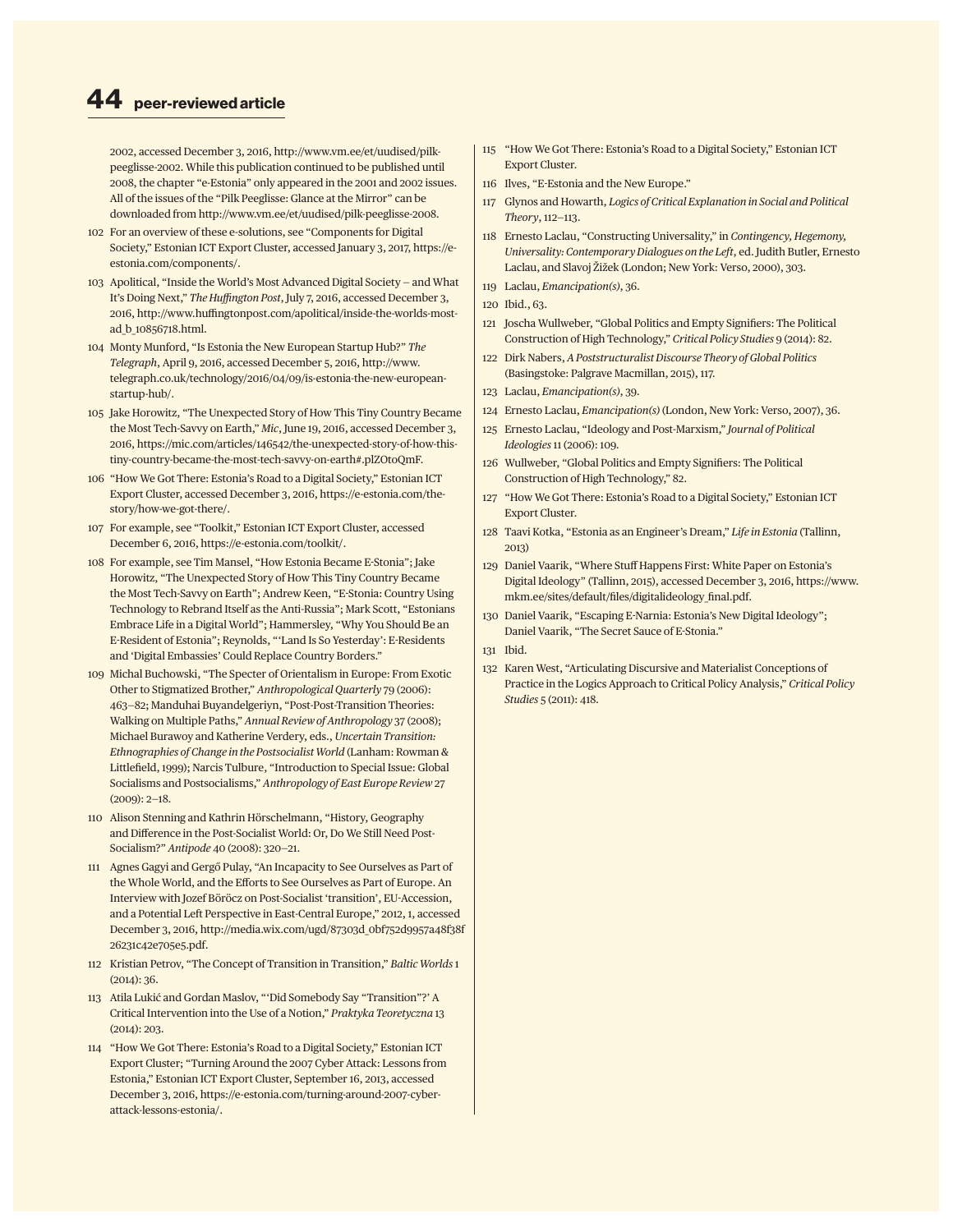2002, accessed December 3, 2016, http://www.vm.ee/et/uudised/pilk-peeglisse-2002. While this publication continued to be published until 2008, the chapter "e-Estonia" only appeared in the 2001 and 2002 issues. All of the issues of the "Pilk Peeglisse: Glance at the Mirror" can be downloaded from http://www.vm.ee/et/uudised/pilk-peeglisse-2008.

102 For an overview of these e-solutions, see "Components for Digital Society," Estonian ICT Export Cluster, accessed January 3, 2017, https://e-estonia.com/components/.

103 Apolitical, "Inside the World's Most Advanced Digital Society – and What It's Doing Next," *The Huffington Post*, July 7, 2016, accessed December 3, 2016, http://www.huffingtonpost.com/apolitical/inside-the-worlds-most-ad_b_10856718.html.

104 Monty Munford, "Is Estonia the New European Startup Hub?" *The Telegraph*, April 9, 2016, accessed December 5, 2016, http://www.telegraph.co.uk/technology/2016/04/09/is-estonia-the-new-european-startup-hub/.

105 Jake Horowitz, "The Unexpected Story of How This Tiny Country Became the Most Tech-Savvy on Earth," *Mic*, June 19, 2016, accessed December 3, 2016, https://mic.com/articles/146542/the-unexpected-story-of-how-this-tiny-country-became-the-most-tech-savvy-on-earth#.plZOtoQmF.

106 "How We Got There: Estonia's Road to a Digital Society," Estonian ICT Export Cluster, accessed December 3, 2016, https://e-estonia.com/the-story/how-we-got-there/.

107 For example, see "Toolkit," Estonian ICT Export Cluster, accessed December 6, 2016, https://e-estonia.com/toolkit/.

108 For example, see Tim Mansel, "How Estonia Became E-Stonia"; Jake Horowitz, "The Unexpected Story of How This Tiny Country Became the Most Tech-Savvy on Earth"; Andrew Keen, "E-Stonia: Country Using Technology to Rebrand Itself as the Anti-Russia"; Mark Scott, "Estonians Embrace Life in a Digital World"; Hammersley, "Why You Should Be an E-Resident of Estonia"; Reynolds, "'Land Is So Yesterday': E-Residents and 'Digital Embassies' Could Replace Country Borders."

109 Michal Buchowski, "The Specter of Orientalism in Europe: From Exotic Other to Stigmatized Brother," *Anthropological Quarterly* 79 (2006): 463–82; Manduhai Buyandelgeriyn, "Post-Post-Transition Theories: Walking on Multiple Paths," *Annual Review of Anthropology* 37 (2008); Michael Burawoy and Katherine Verdery, eds., *Uncertain Transition: Ethnographies of Change in the Postsocialist World* (Lanham: Rowman & Littlefield, 1999); Narcis Tulbure, "Introduction to Special Issue: Global Socialisms and Postsocialisms," *Anthropology of East Europe Review* 27 (2009): 2–18.

110 Alison Stenning and Kathrin Hörschelmann, "History, Geography and Difference in the Post-Socialist World: Or, Do We Still Need Post-Socialism?" *Antipode* 40 (2008): 320–21.

111 Agnes Gagyi and Gergő Pulay, "An Incapacity to See Ourselves as Part of the Whole World, and the Efforts to See Ourselves as Part of Europe. An Interview with Jozef Böröcz on Post-Socialist 'transition', EU-Accession, and a Potential Left Perspective in East-Central Europe," 2012, 1, accessed December 3, 2016, http://media.wix.com/ugd/87303d_0bf752d9957a48f38f26231c42e705e5.pdf.

112 Kristian Petrov, "The Concept of Transition in Transition," *Baltic Worlds* 1 (2014): 36.

113 Atila Lukić and Gordan Maslov, "'Did Somebody Say "Transition"?' A Critical Intervention into the Use of a Notion," *Praktyka Teoretyczna* 13 (2014): 203.

114 "How We Got There: Estonia's Road to a Digital Society," Estonian ICT Export Cluster; "Turning Around the 2007 Cyber Attack: Lessons from Estonia," Estonian ICT Export Cluster, September 16, 2013, accessed December 3, 2016, https://e-estonia.com/turning-around-2007-cyber-attack-lessons-estonia/.

115 "How We Got There: Estonia's Road to a Digital Society," Estonian ICT Export Cluster.

116 Ilves, "E-Estonia and the New Europe."

117 Glynos and Howarth, *Logics of Critical Explanation in Social and Political Theory*, 112–113.

118 Ernesto Laclau, "Constructing Universality," in *Contingency, Hegemony, Universality: Contemporary Dialogues on the Left*, ed. Judith Butler, Ernesto Laclau, and Slavoj Žižek (London; New York: Verso, 2000), 303.

119 Laclau, *Emancipation(s)*, 36.

120 Ibid., 63.

121 Joscha Wullweber, "Global Politics and Empty Signifiers: The Political Construction of High Technology," *Critical Policy Studies* 9 (2014): 82.

122 Dirk Nabers, *A Poststructuralist Discourse Theory of Global Politics* (Basingstoke: Palgrave Macmillan, 2015), 117.

123 Laclau, *Emancipation(s)*, 39.

124 Ernesto Laclau, *Emancipation(s)* (London, New York: Verso, 2007), 36.

125 Ernesto Laclau, "Ideology and Post-Marxism," *Journal of Political Ideologies* 11 (2006): 109.

126 Wullweber, "Global Politics and Empty Signifiers: The Political Construction of High Technology," 82.

127 "How We Got There: Estonia's Road to a Digital Society," Estonian ICT Export Cluster.

128 Taavi Kotka, "Estonia as an Engineer's Dream," *Life in Estonia* (Tallinn, 2013)

129 Daniel Vaarik, "Where Stuff Happens First: White Paper on Estonia's Digital Ideology" (Tallinn, 2015), accessed December 3, 2016, https://www.mkm.ee/sites/default/files/digitalideology_final.pdf.

130 Daniel Vaarik, "Escaping E-Narnia: Estonia's New Digital Ideology"; Daniel Vaarik, "The Secret Sauce of E-Stonia."

131 Ibid.

132 Karen West, "Articulating Discursive and Materialist Conceptions of Practice in the Logics Approach to Critical Policy Analysis," *Critical Policy Studies* 5 (2011): 418.